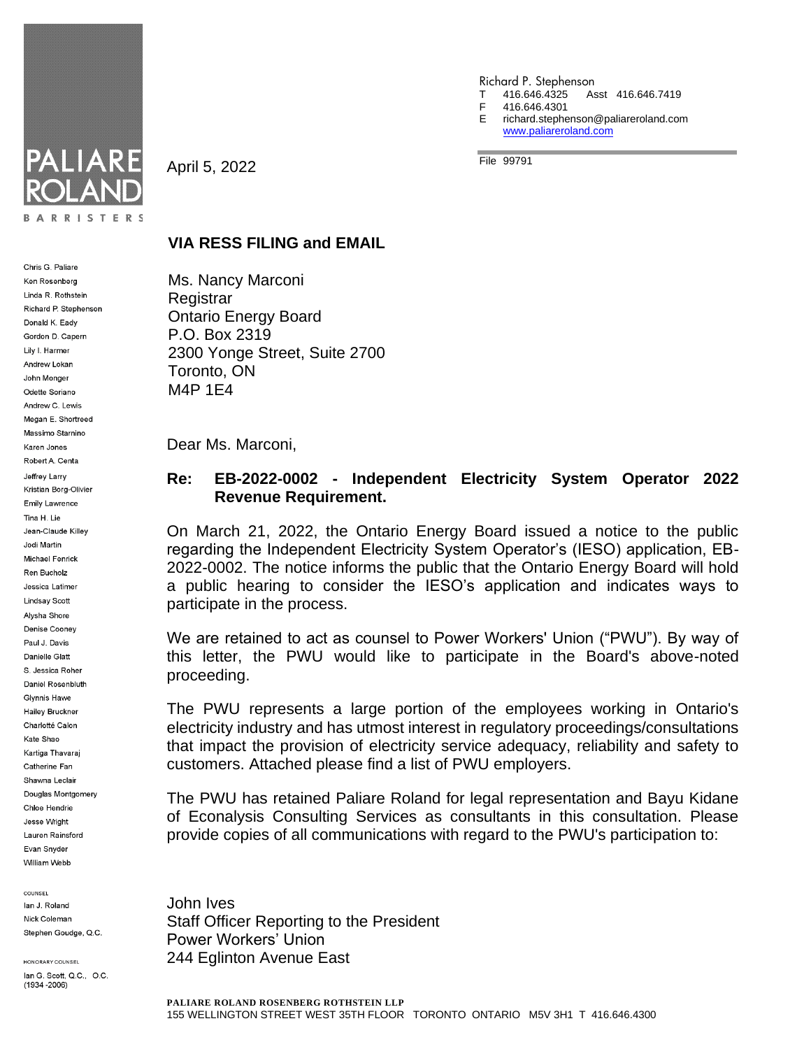PALIARE ROLAND

BARRISTERS

Chris G. Paliare
Ken Rosenberg
Linda R. Rothstein
Richard P. Stephenson
Donald K. Eady
Gordon D. Capern
Lily I. Harmer
Andrew Lokan
John Monger
Odette Soriano
Andrew C. Lewis
Megan E. Shortreed
Massimo Starnino
Karen Jones
Robert A. Centa
Jeffrey Larry
Kristian Borg-Olivier
Emily Lawrence
Tina H. Lie
Jean-Claude Killey
Jodi Martin
Michael Fenrick
Ren Bucholz
Jessica Latimer
Lindsay Scott
Alysha Shore
Denise Cooney
Paul J. Davis
Danielle Glatt
S. Jessica Roher
Daniel Rosenbluth
Glynnis Hawe
Hailey Bruckner
Charlotté Calon
Kate Shao
Kartiga Thavaraj
Catherine Fan
Shawna Leclair
Douglas Montgomery
Chloe Hendrie
Jesse Wright
Lauren Rainsford
Evan Snyder
William Webb

COUNSEL
Ian J. Roland
Nick Coleman
Stephen Goudge, Q.C.

HONORARY COUNSEL
Ian G. Scott, Q.C., O.C.
(1934 -2006)

Richard P. Stephenson
T 416.646.4325 Asst 416.646.7419
F 416.646.4301
E richard.stephenson@paliareroland.com
www.paliareroland.com

File 99791

April 5, 2022

**VIA RESS FILING and EMAIL**

Ms. Nancy Marconi
Registrar
Ontario Energy Board
P.O. Box 2319
2300 Yonge Street, Suite 2700
Toronto, ON
M4P 1E4

Dear Ms. Marconi,

**Re: EB-2022-0002 - Independent Electricity System Operator 2022 Revenue Requirement.**

On March 21, 2022, the Ontario Energy Board issued a notice to the public regarding the Independent Electricity System Operator's (IESO) application, EB-2022-0002. The notice informs the public that the Ontario Energy Board will hold a public hearing to consider the IESO's application and indicates ways to participate in the process.

We are retained to act as counsel to Power Workers' Union ("PWU"). By way of this letter, the PWU would like to participate in the Board's above-noted proceeding.

The PWU represents a large portion of the employees working in Ontario's electricity industry and has utmost interest in regulatory proceedings/consultations that impact the provision of electricity service adequacy, reliability and safety to customers. Attached please find a list of PWU employers.

The PWU has retained Paliare Roland for legal representation and Bayu Kidane of Econalysis Consulting Services as consultants in this consultation. Please provide copies of all communications with regard to the PWU's participation to:

John Ives
Staff Officer Reporting to the President
Power Workers' Union
244 Eglinton Avenue East

**PALIARE ROLAND ROSENBERG ROTHSTEIN LLP**
155 WELLINGTON STREET WEST 35TH FLOOR TORONTO ONTARIO M5V 3H1 T 416.646.4300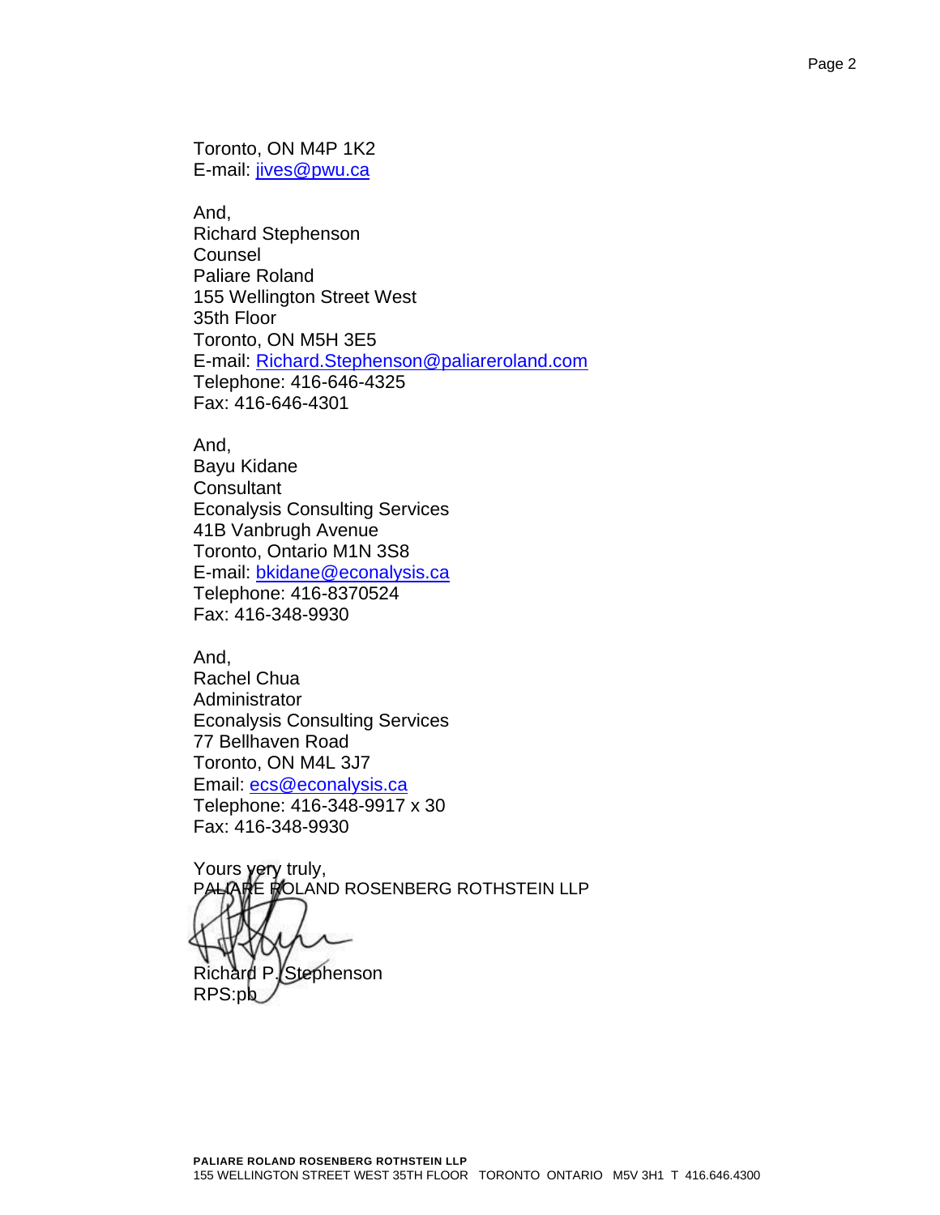Toronto, ON M4P 1K2
E-mail: jives@pwu.ca

And,
Richard Stephenson
Counsel
Paliare Roland
155 Wellington Street West
35th Floor
Toronto, ON M5H 3E5
E-mail: Richard.Stephenson@paliareroland.com
Telephone: 416-646-4325
Fax: 416-646-4301

And,
Bayu Kidane
Consultant
Econalysis Consulting Services
41B Vanbrugh Avenue
Toronto, Ontario M1N 3S8
E-mail: bkidane@econalysis.ca
Telephone: 416-8370524
Fax: 416-348-9930

And,
Rachel Chua
Administrator
Econalysis Consulting Services
77 Bellhaven Road
Toronto, ON M4L 3J7
Email: ecs@econalysis.ca
Telephone: 416-348-9917 x 30
Fax: 416-348-9930

Yours very truly,
PALIARE ROLAND ROSENBERG ROTHSTEIN LLP

Richard P. Stephenson
RPS:pb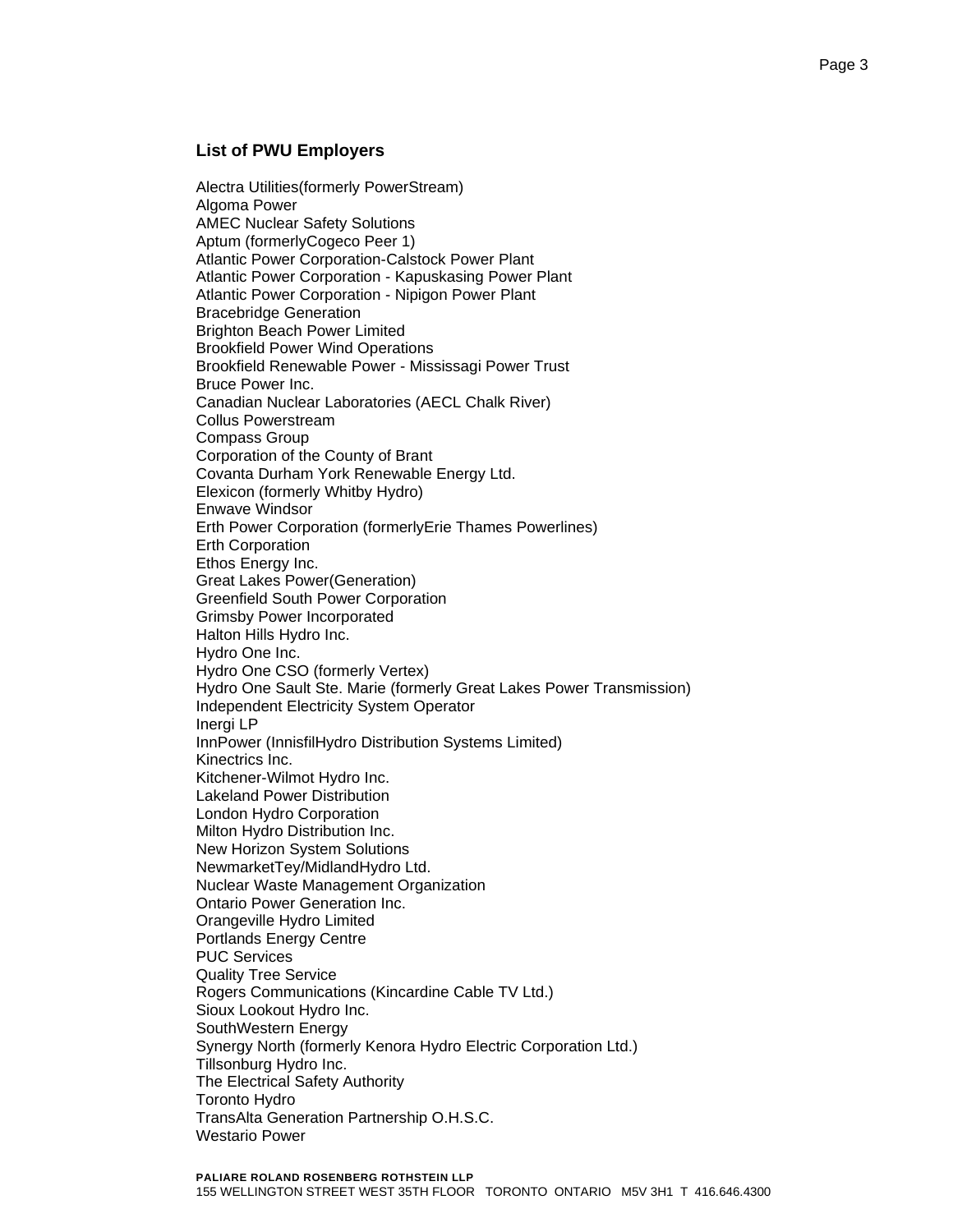### List of PWU Employers

Alectra Utilities(formerly PowerStream)
Algoma Power
AMEC Nuclear Safety Solutions
Aptum (formerlyCogeco Peer 1)
Atlantic Power Corporation-Calstock Power Plant
Atlantic Power Corporation - Kapuskasing Power Plant
Atlantic Power Corporation - Nipigon Power Plant
Bracebridge Generation
Brighton Beach Power Limited
Brookfield Power Wind Operations
Brookfield Renewable Power - Mississagi Power Trust
Bruce Power Inc.
Canadian Nuclear Laboratories (AECL Chalk River)
Collus Powerstream
Compass Group
Corporation of the County of Brant
Covanta Durham York Renewable Energy Ltd.
Elexicon (formerly Whitby Hydro)
Enwave Windsor
Erth Power Corporation (formerlyErie Thames Powerlines)
Erth Corporation
Ethos Energy Inc.
Great Lakes Power(Generation)
Greenfield South Power Corporation
Grimsby Power Incorporated
Halton Hills Hydro Inc.
Hydro One Inc.
Hydro One CSO (formerly Vertex)
Hydro One Sault Ste. Marie (formerly Great Lakes Power Transmission)
Independent Electricity System Operator
Inergi LP
InnPower (InnisfilHydro Distribution Systems Limited)
Kinectrics Inc.
Kitchener-Wilmot Hydro Inc.
Lakeland Power Distribution
London Hydro Corporation
Milton Hydro Distribution Inc.
New Horizon System Solutions
NewmarketTey/MidlandHydro Ltd.
Nuclear Waste Management Organization
Ontario Power Generation Inc.
Orangeville Hydro Limited
Portlands Energy Centre
PUC Services
Quality Tree Service
Rogers Communications (Kincardine Cable TV Ltd.)
Sioux Lookout Hydro Inc.
SouthWestern Energy
Synergy North (formerly Kenora Hydro Electric Corporation Ltd.)
Tillsonburg Hydro Inc.
The Electrical Safety Authority
Toronto Hydro
TransAlta Generation Partnership O.H.S.C.
Westario Power